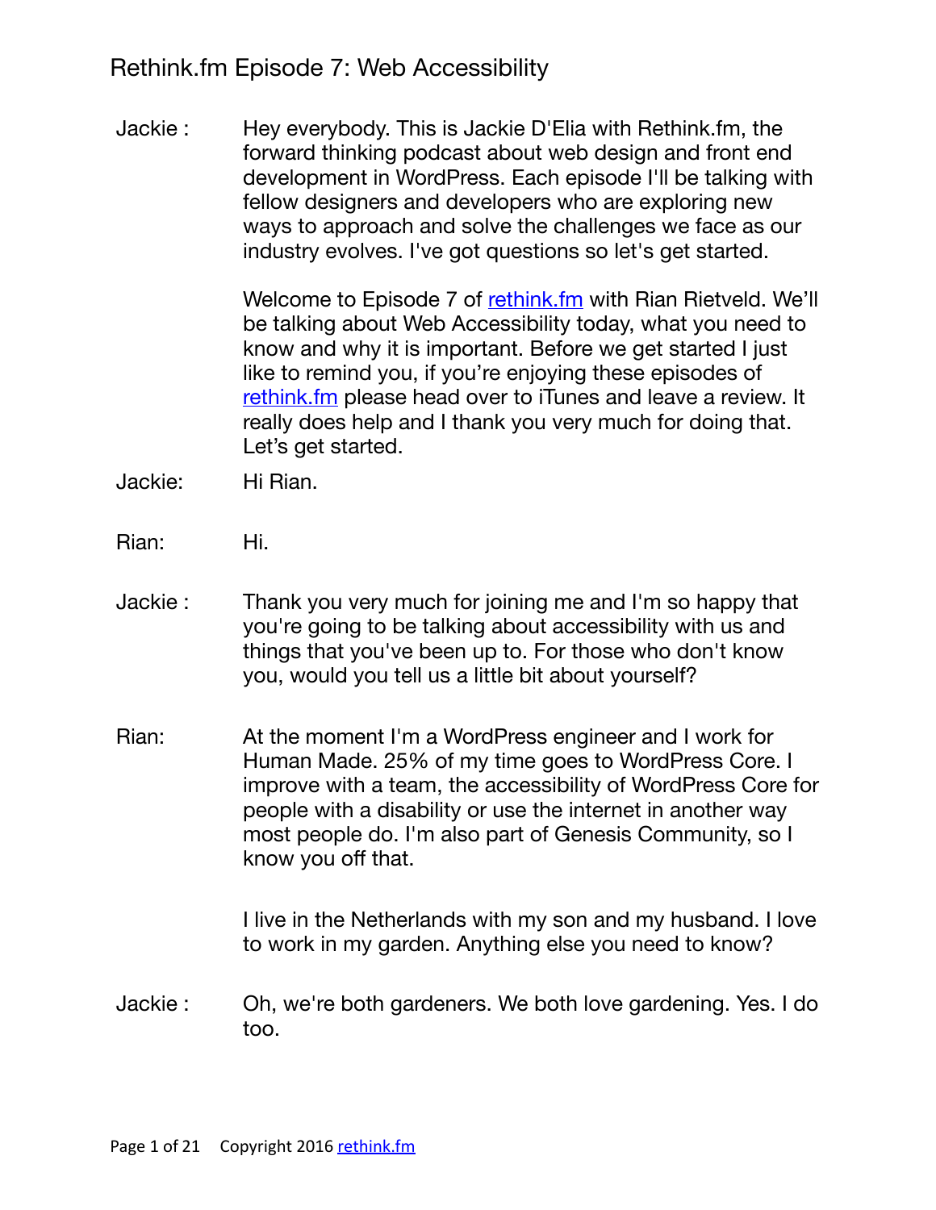# Rethink.fm Episode 7: Web Accessibility

**Jackie :** Hey everybody. This is Jackie D'Elia with Rethink.fm, the forward thinking podcast about web design and front end development in WordPress. Each episode I'll be talking with fellow designers and developers who are exploring new ways to approach and solve the challenges we face as our industry evolves. I've got questions so let's get started.

Welcome to Episode 7 of [rethink.fm](rethink.fm) with Rian Rietveld. We'll be talking about Web Accessibility today, what you need to know and why it is important. Before we get started I just like to remind you, if you're enjoying these episodes of [rethink.fm](rethink.fm) please head over to iTunes and leave a review. It really does help and I thank you very much for doing that. Let's get started.

**Jackie:** Hi Rian.

**Rian:** Hi.

**Jackie :** Thank you very much for joining me and I'm so happy that you're going to be talking about accessibility with us and things that you've been up to. For those who don't know you, would you tell us a little bit about yourself?

**Rian:** At the moment I'm a WordPress engineer and I work for Human Made. 25% of my time goes to WordPress Core. I improve with a team, the accessibility of WordPress Core for people with a disability or use the internet in another way most people do. I'm also part of Genesis Community, so I know you off that.

I live in the Netherlands with my son and my husband. I love to work in my garden. Anything else you need to know?

**Jackie :** Oh, we're both gardeners. We both love gardening. Yes. I do too.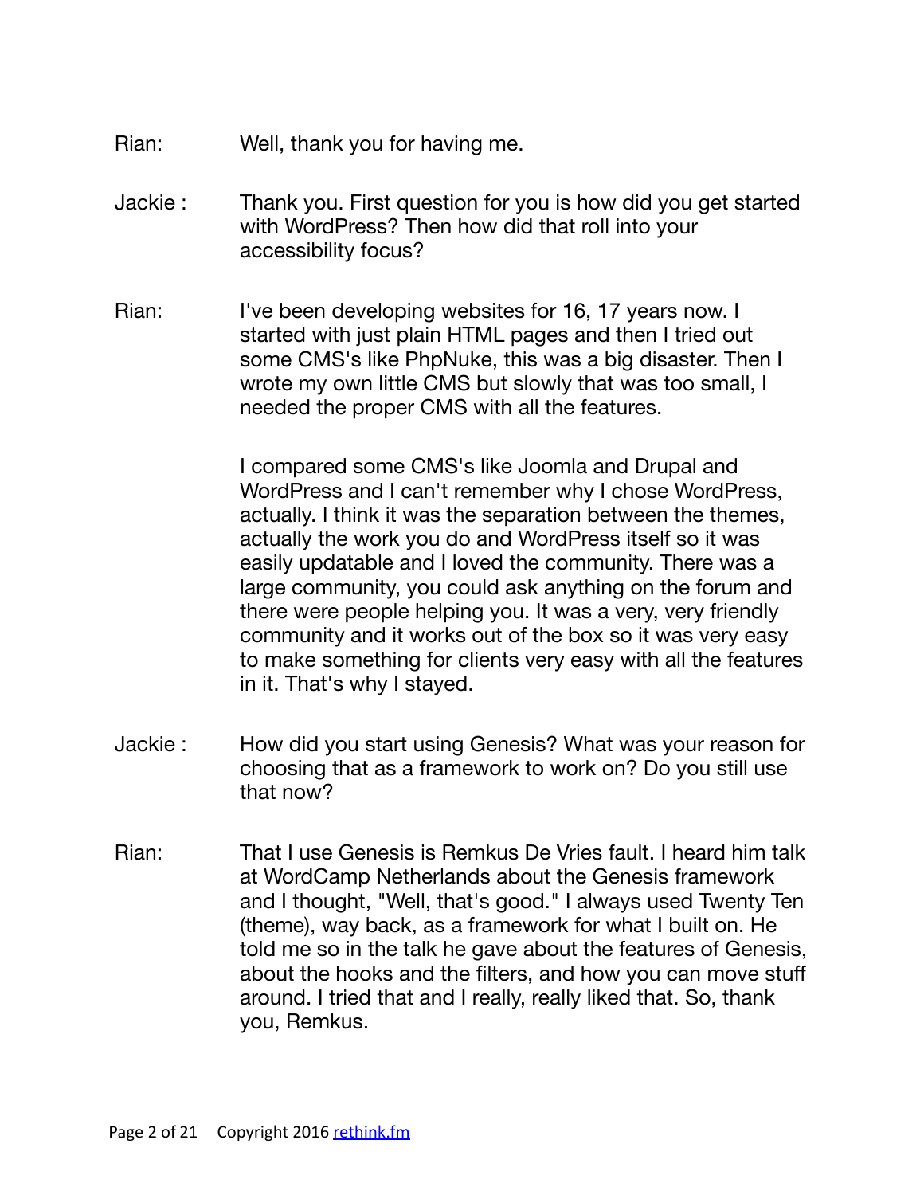Rian: Well, thank you for having me.

Jackie : Thank you. First question for you is how did you get started with WordPress? Then how did that roll into your accessibility focus?

Rian: I've been developing websites for 16, 17 years now. I started with just plain HTML pages and then I tried out some CMS's like PhpNuke, this was a big disaster. Then I wrote my own little CMS but slowly that was too small, I needed the proper CMS with all the features.

I compared some CMS's like Joomla and Drupal and WordPress and I can't remember why I chose WordPress, actually. I think it was the separation between the themes, actually the work you do and WordPress itself so it was easily updatable and I loved the community. There was a large community, you could ask anything on the forum and there were people helping you. It was a very, very friendly community and it works out of the box so it was very easy to make something for clients very easy with all the features in it. That's why I stayed.

Jackie : How did you start using Genesis? What was your reason for choosing that as a framework to work on? Do you still use that now?

Rian: That I use Genesis is Remkus De Vries fault. I heard him talk at WordCamp Netherlands about the Genesis framework and I thought, "Well, that's good." I always used Twenty Ten (theme), way back, as a framework for what I built on. He told me so in the talk he gave about the features of Genesis, about the hooks and the filters, and how you can move stuff around. I tried that and I really, really liked that. So, thank you, Remkus.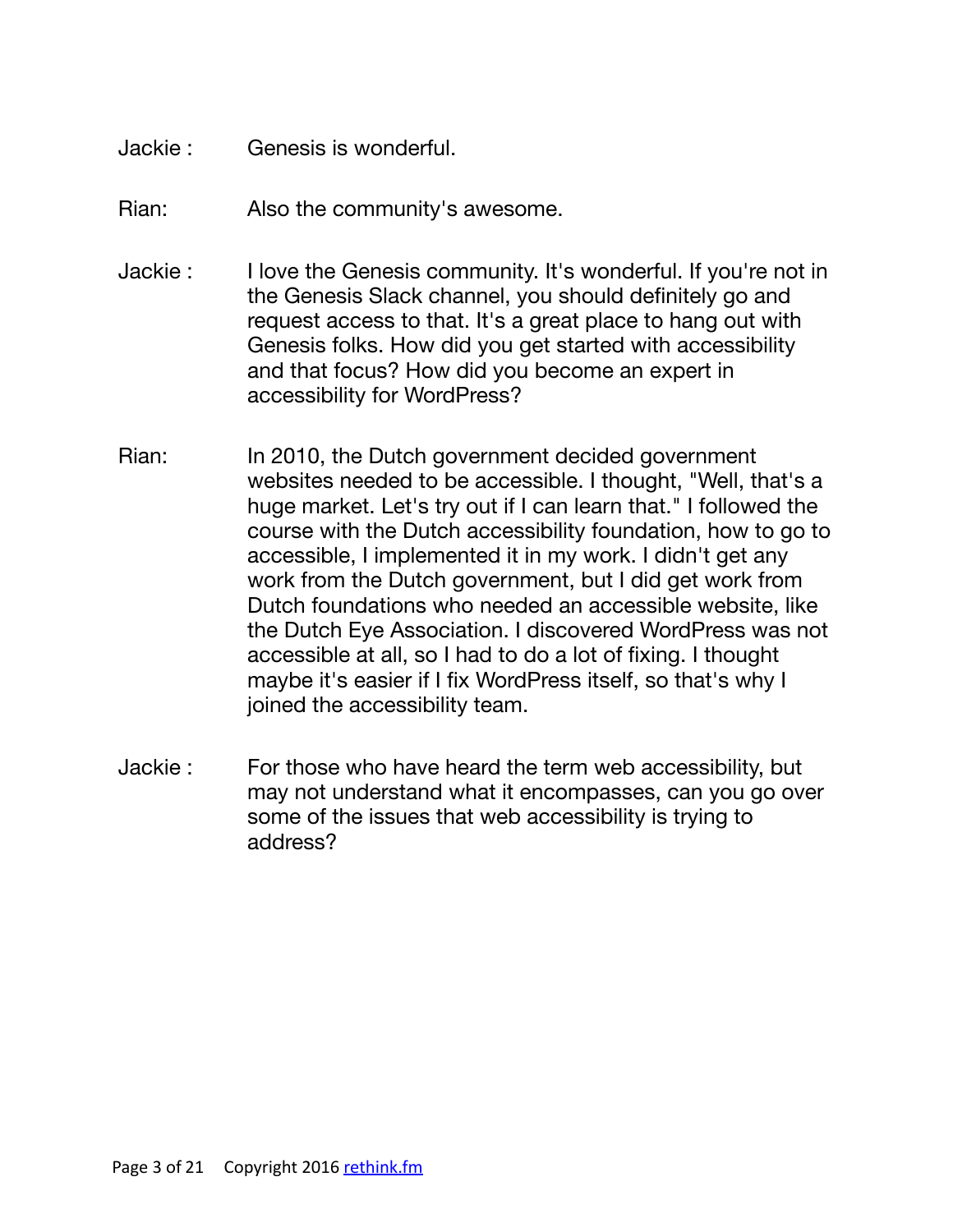Jackie : Genesis is wonderful.

Rian: Also the community's awesome.

Jackie : I love the Genesis community. It's wonderful. If you're not in the Genesis Slack channel, you should definitely go and request access to that. It's a great place to hang out with Genesis folks. How did you get started with accessibility and that focus? How did you become an expert in accessibility for WordPress?

Rian: In 2010, the Dutch government decided government websites needed to be accessible. I thought, "Well, that's a huge market. Let's try out if I can learn that." I followed the course with the Dutch accessibility foundation, how to go to accessible, I implemented it in my work. I didn't get any work from the Dutch government, but I did get work from Dutch foundations who needed an accessible website, like the Dutch Eye Association. I discovered WordPress was not accessible at all, so I had to do a lot of fixing. I thought maybe it's easier if I fix WordPress itself, so that's why I joined the accessibility team.

Jackie : For those who have heard the term web accessibility, but may not understand what it encompasses, can you go over some of the issues that web accessibility is trying to address?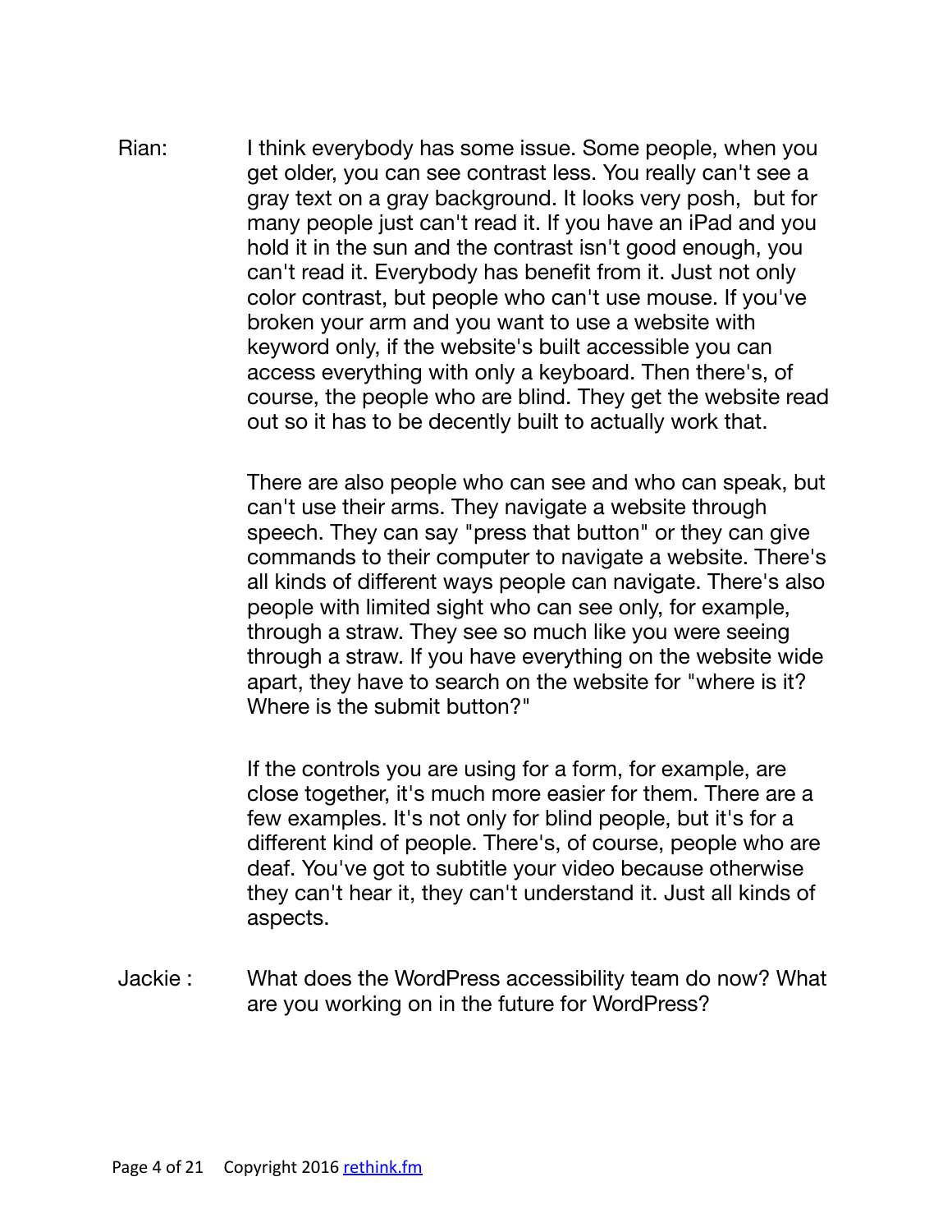Rian: I think everybody has some issue. Some people, when you get older, you can see contrast less. You really can't see a gray text on a gray background. It looks very posh,  but for many people just can't read it. If you have an iPad and you hold it in the sun and the contrast isn't good enough, you can't read it. Everybody has benefit from it. Just not only color contrast, but people who can't use mouse. If you've broken your arm and you want to use a website with keyword only, if the website's built accessible you can access everything with only a keyboard. Then there's, of course, the people who are blind. They get the website read out so it has to be decently built to actually work that.

There are also people who can see and who can speak, but can't use their arms. They navigate a website through speech. They can say "press that button" or they can give commands to their computer to navigate a website. There's all kinds of different ways people can navigate. There's also people with limited sight who can see only, for example, through a straw. They see so much like you were seeing through a straw. If you have everything on the website wide apart, they have to search on the website for "where is it? Where is the submit button?"

If the controls you are using for a form, for example, are close together, it's much more easier for them. There are a few examples. It's not only for blind people, but it's for a different kind of people. There's, of course, people who are deaf. You've got to subtitle your video because otherwise they can't hear it, they can't understand it. Just all kinds of aspects.

Jackie : What does the WordPress accessibility team do now? What are you working on in the future for WordPress?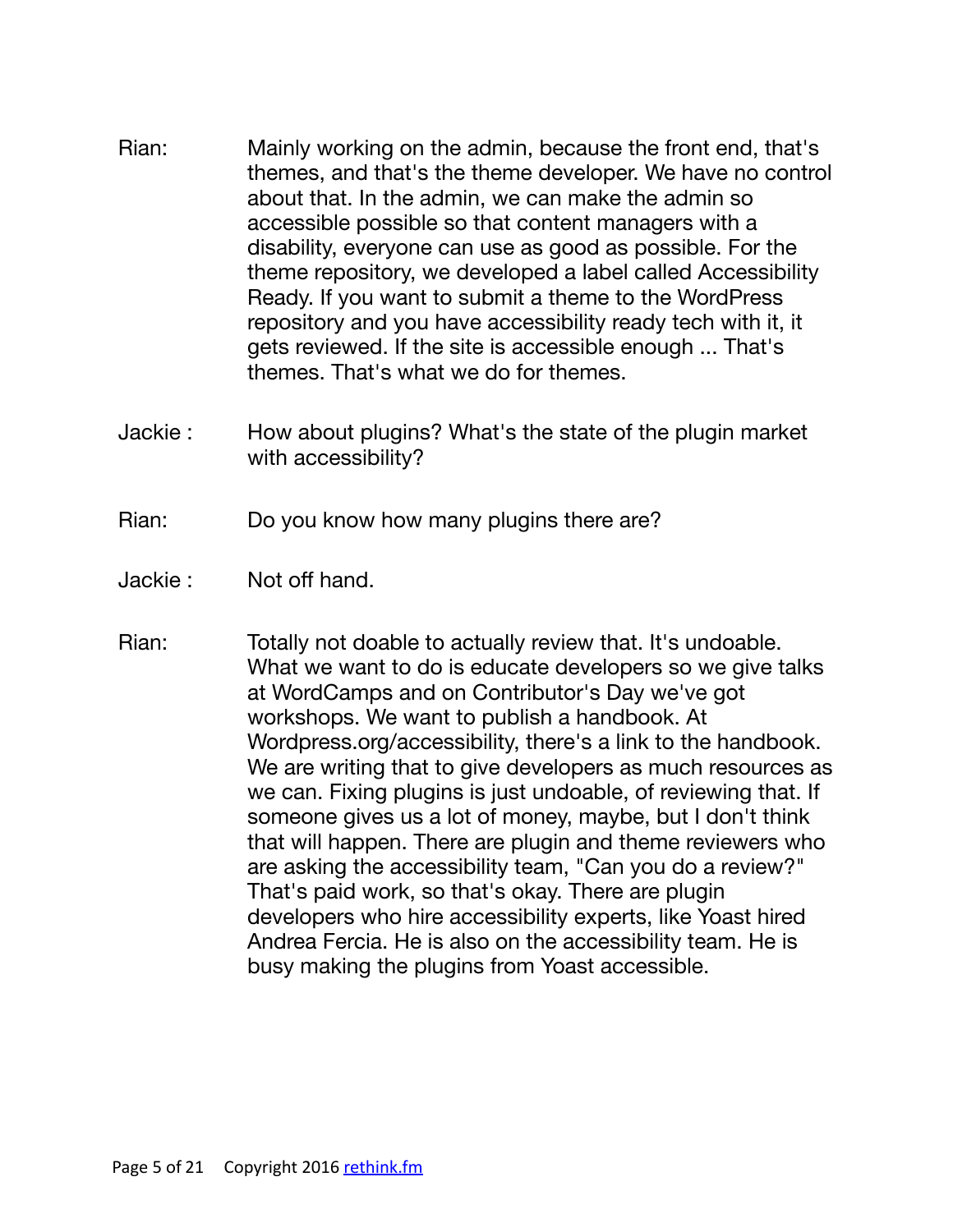Rian: Mainly working on the admin, because the front end, that's themes, and that's the theme developer. We have no control about that. In the admin, we can make the admin so accessible possible so that content managers with a disability, everyone can use as good as possible. For the theme repository, we developed a label called Accessibility Ready. If you want to submit a theme to the WordPress repository and you have accessibility ready tech with it, it gets reviewed. If the site is accessible enough ... That's themes. That's what we do for themes.

Jackie : How about plugins? What's the state of the plugin market with accessibility?

Rian: Do you know how many plugins there are?

Jackie : Not off hand.

Rian: Totally not doable to actually review that. It's undoable. What we want to do is educate developers so we give talks at WordCamps and on Contributor's Day we've got workshops. We want to publish a handbook. At Wordpress.org/accessibility, there's a link to the handbook. We are writing that to give developers as much resources as we can. Fixing plugins is just undoable, of reviewing that. If someone gives us a lot of money, maybe, but I don't think that will happen. There are plugin and theme reviewers who are asking the accessibility team, "Can you do a review?" That's paid work, so that's okay. There are plugin developers who hire accessibility experts, like Yoast hired Andrea Fercia. He is also on the accessibility team. He is busy making the plugins from Yoast accessible.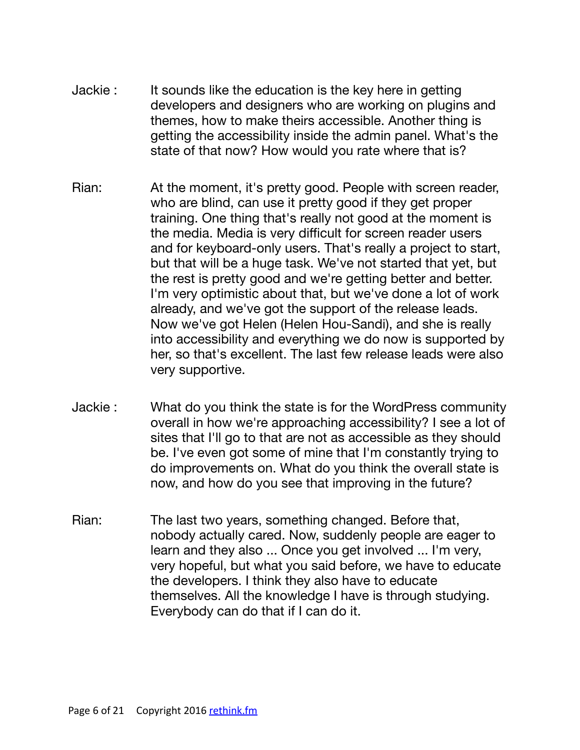Jackie : It sounds like the education is the key here in getting developers and designers who are working on plugins and themes, how to make theirs accessible. Another thing is getting the accessibility inside the admin panel. What's the state of that now? How would you rate where that is?

Rian: At the moment, it's pretty good. People with screen reader, who are blind, can use it pretty good if they get proper training. One thing that's really not good at the moment is the media. Media is very difficult for screen reader users and for keyboard-only users. That's really a project to start, but that will be a huge task. We've not started that yet, but the rest is pretty good and we're getting better and better. I'm very optimistic about that, but we've done a lot of work already, and we've got the support of the release leads. Now we've got Helen (Helen Hou-Sandi), and she is really into accessibility and everything we do now is supported by her, so that's excellent. The last few release leads were also very supportive.

Jackie : What do you think the state is for the WordPress community overall in how we're approaching accessibility? I see a lot of sites that I'll go to that are not as accessible as they should be. I've even got some of mine that I'm constantly trying to do improvements on. What do you think the overall state is now, and how do you see that improving in the future?

Rian: The last two years, something changed. Before that, nobody actually cared. Now, suddenly people are eager to learn and they also ... Once you get involved ... I'm very, very hopeful, but what you said before, we have to educate the developers. I think they also have to educate themselves. All the knowledge I have is through studying. Everybody can do that if I can do it.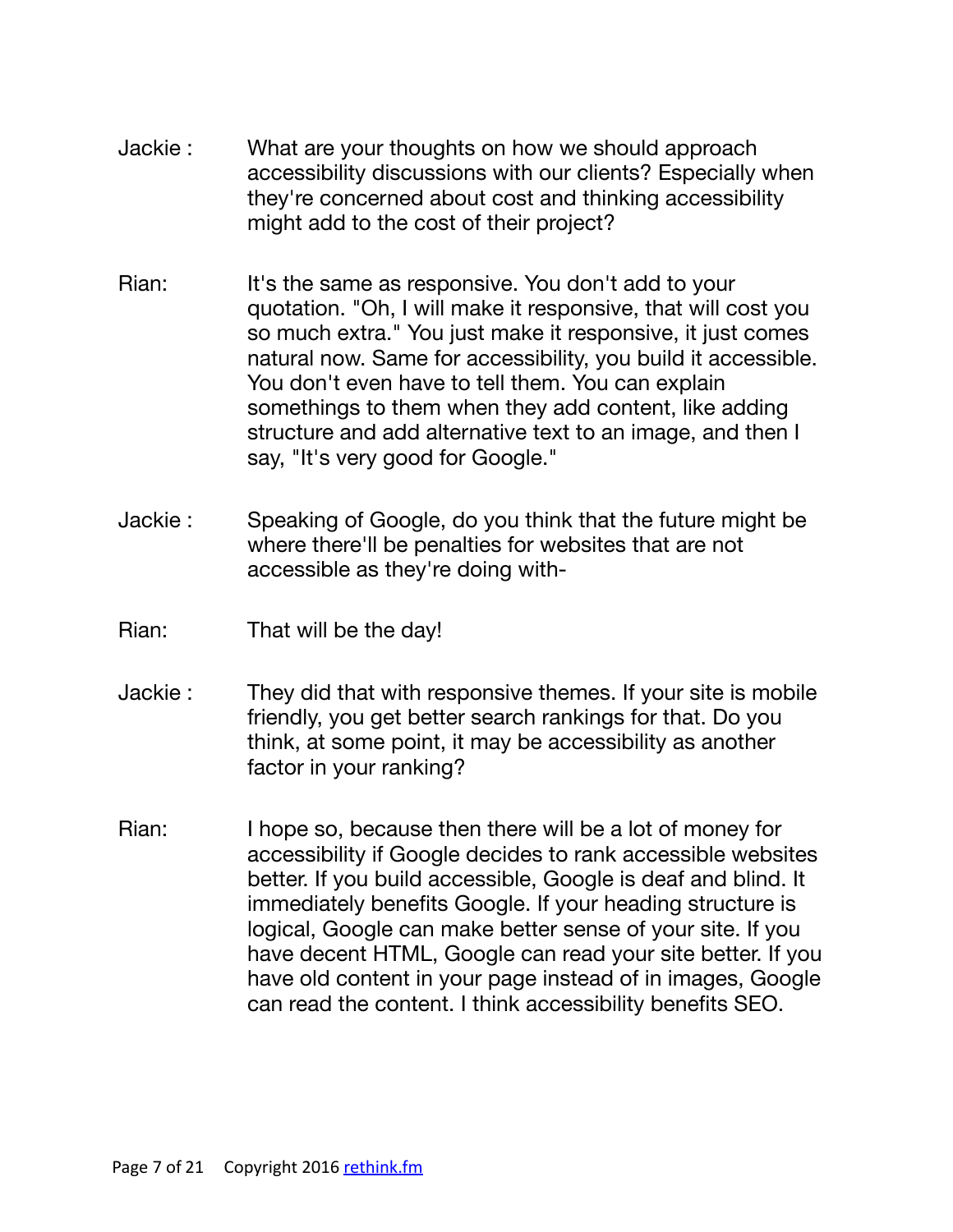Jackie : What are your thoughts on how we should approach accessibility discussions with our clients? Especially when they're concerned about cost and thinking accessibility might add to the cost of their project?

Rian: It's the same as responsive. You don't add to your quotation. "Oh, I will make it responsive, that will cost you so much extra." You just make it responsive, it just comes natural now. Same for accessibility, you build it accessible. You don't even have to tell them. You can explain somethings to them when they add content, like adding structure and add alternative text to an image, and then I say, "It's very good for Google."

Jackie : Speaking of Google, do you think that the future might be where there'll be penalties for websites that are not accessible as they're doing with-

Rian: That will be the day!

Jackie : They did that with responsive themes. If your site is mobile friendly, you get better search rankings for that. Do you think, at some point, it may be accessibility as another factor in your ranking?

Rian: I hope so, because then there will be a lot of money for accessibility if Google decides to rank accessible websites better. If you build accessible, Google is deaf and blind. It immediately benefits Google. If your heading structure is logical, Google can make better sense of your site. If you have decent HTML, Google can read your site better. If you have old content in your page instead of in images, Google can read the content. I think accessibility benefits SEO.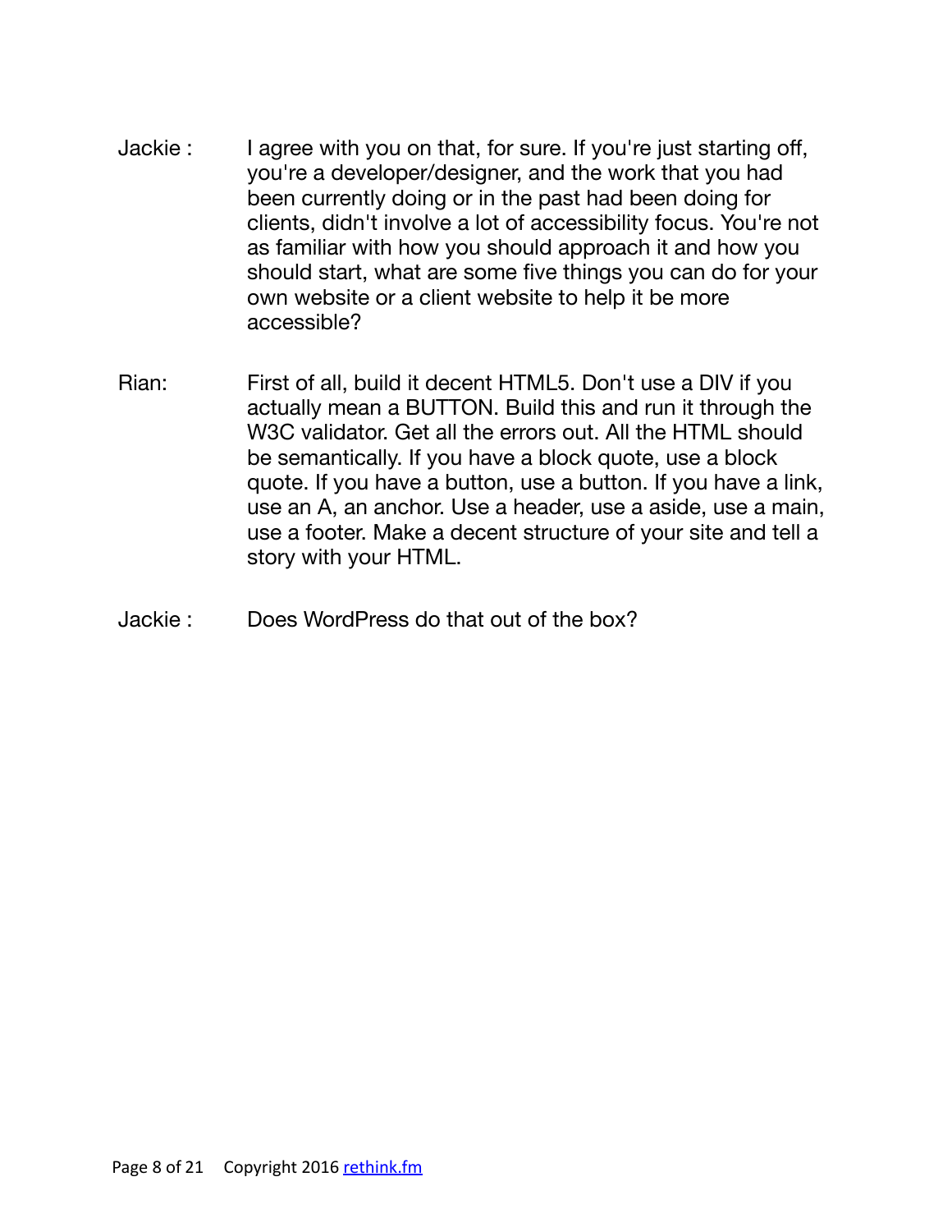Jackie : I agree with you on that, for sure. If you're just starting off, you're a developer/designer, and the work that you had been currently doing or in the past had been doing for clients, didn't involve a lot of accessibility focus. You're not as familiar with how you should approach it and how you should start, what are some five things you can do for your own website or a client website to help it be more accessible?

Rian: First of all, build it decent HTML5. Don't use a DIV if you actually mean a BUTTON. Build this and run it through the W3C validator. Get all the errors out. All the HTML should be semantically. If you have a block quote, use a block quote. If you have a button, use a button. If you have a link, use an A, an anchor. Use a header, use a aside, use a main, use a footer. Make a decent structure of your site and tell a story with your HTML.

Jackie : Does WordPress do that out of the box?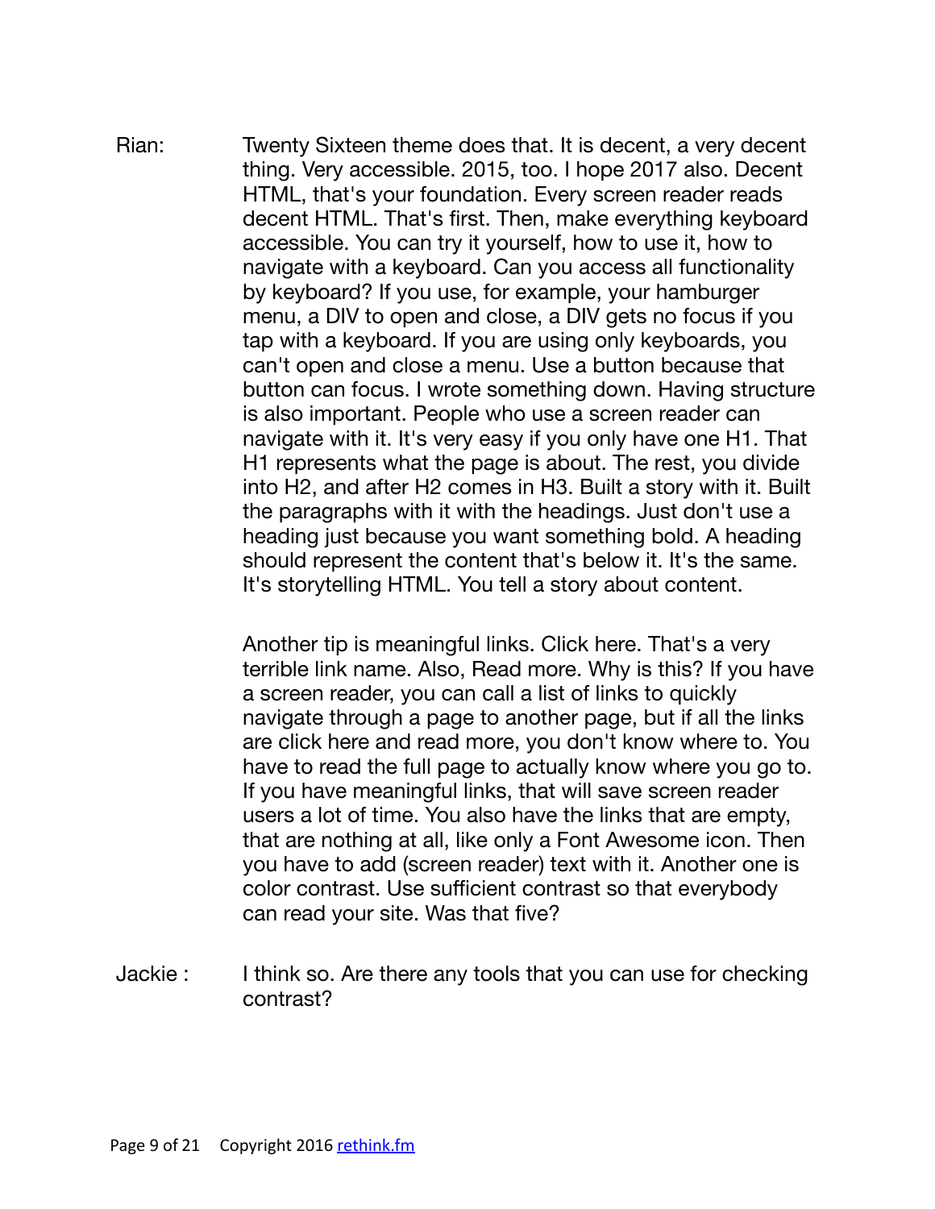Rian: Twenty Sixteen theme does that. It is decent, a very decent thing. Very accessible. 2015, too. I hope 2017 also. Decent HTML, that's your foundation. Every screen reader reads decent HTML. That's first. Then, make everything keyboard accessible. You can try it yourself, how to use it, how to navigate with a keyboard. Can you access all functionality by keyboard? If you use, for example, your hamburger menu, a DIV to open and close, a DIV gets no focus if you tap with a keyboard. If you are using only keyboards, you can't open and close a menu. Use a button because that button can focus. I wrote something down. Having structure is also important. People who use a screen reader can navigate with it. It's very easy if you only have one H1. That H1 represents what the page is about. The rest, you divide into H2, and after H2 comes in H3. Built a story with it. Built the paragraphs with it with the headings. Just don't use a heading just because you want something bold. A heading should represent the content that's below it. It's the same. It's storytelling HTML. You tell a story about content.

Another tip is meaningful links. Click here. That's a very terrible link name. Also, Read more. Why is this? If you have a screen reader, you can call a list of links to quickly navigate through a page to another page, but if all the links are click here and read more, you don't know where to. You have to read the full page to actually know where you go to. If you have meaningful links, that will save screen reader users a lot of time. You also have the links that are empty, that are nothing at all, like only a Font Awesome icon. Then you have to add (screen reader) text with it. Another one is color contrast. Use sufficient contrast so that everybody can read your site. Was that five?

Jackie: I think so. Are there any tools that you can use for checking contrast?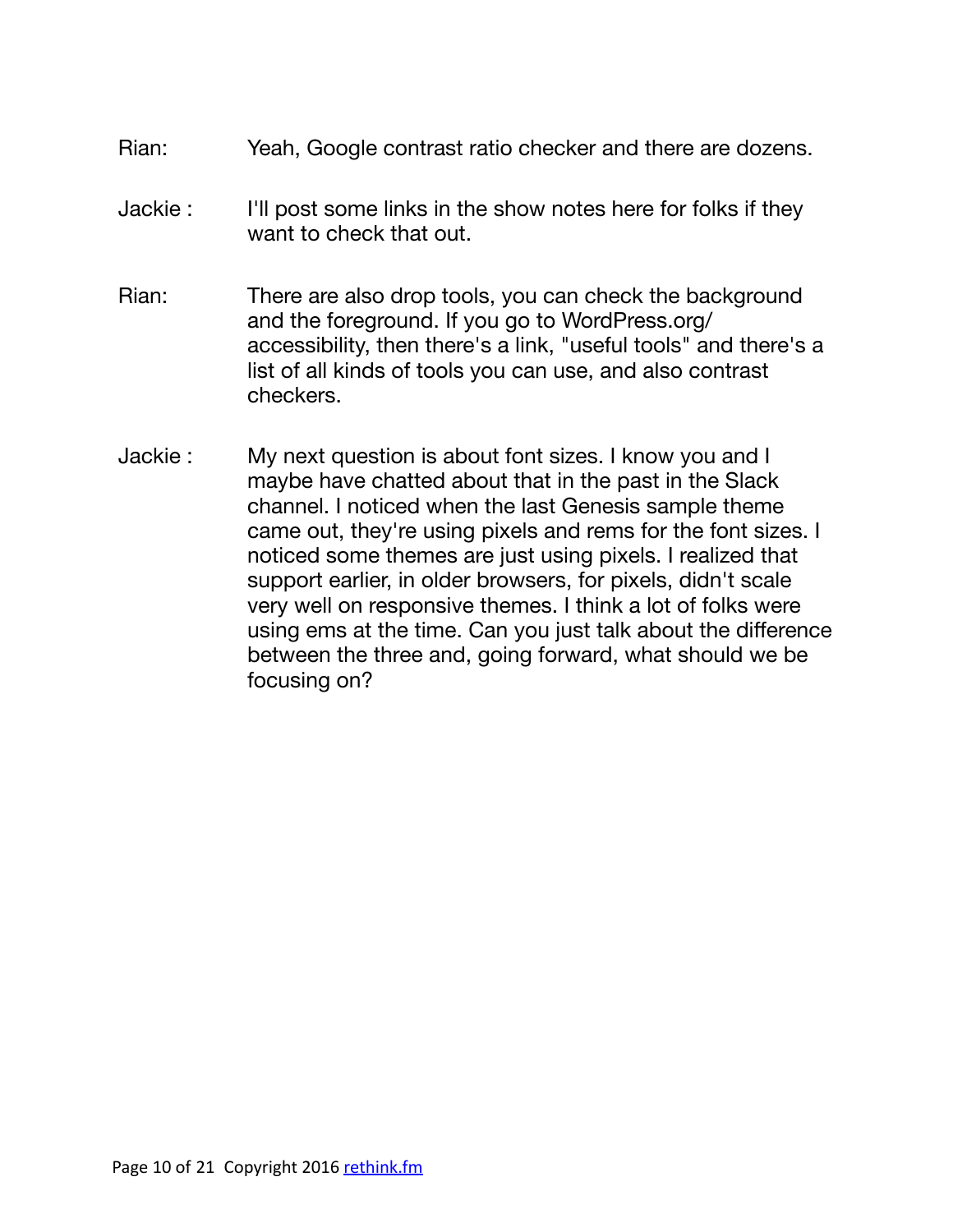Rian: Yeah, Google contrast ratio checker and there are dozens.

Jackie : I'll post some links in the show notes here for folks if they want to check that out.

Rian: There are also drop tools, you can check the background and the foreground. If you go to WordPress.org/accessibility, then there's a link, "useful tools" and there's a list of all kinds of tools you can use, and also contrast checkers.

Jackie : My next question is about font sizes. I know you and I maybe have chatted about that in the past in the Slack channel. I noticed when the last Genesis sample theme came out, they're using pixels and rems for the font sizes. I noticed some themes are just using pixels. I realized that support earlier, in older browsers, for pixels, didn't scale very well on responsive themes. I think a lot of folks were using ems at the time. Can you just talk about the difference between the three and, going forward, what should we be focusing on?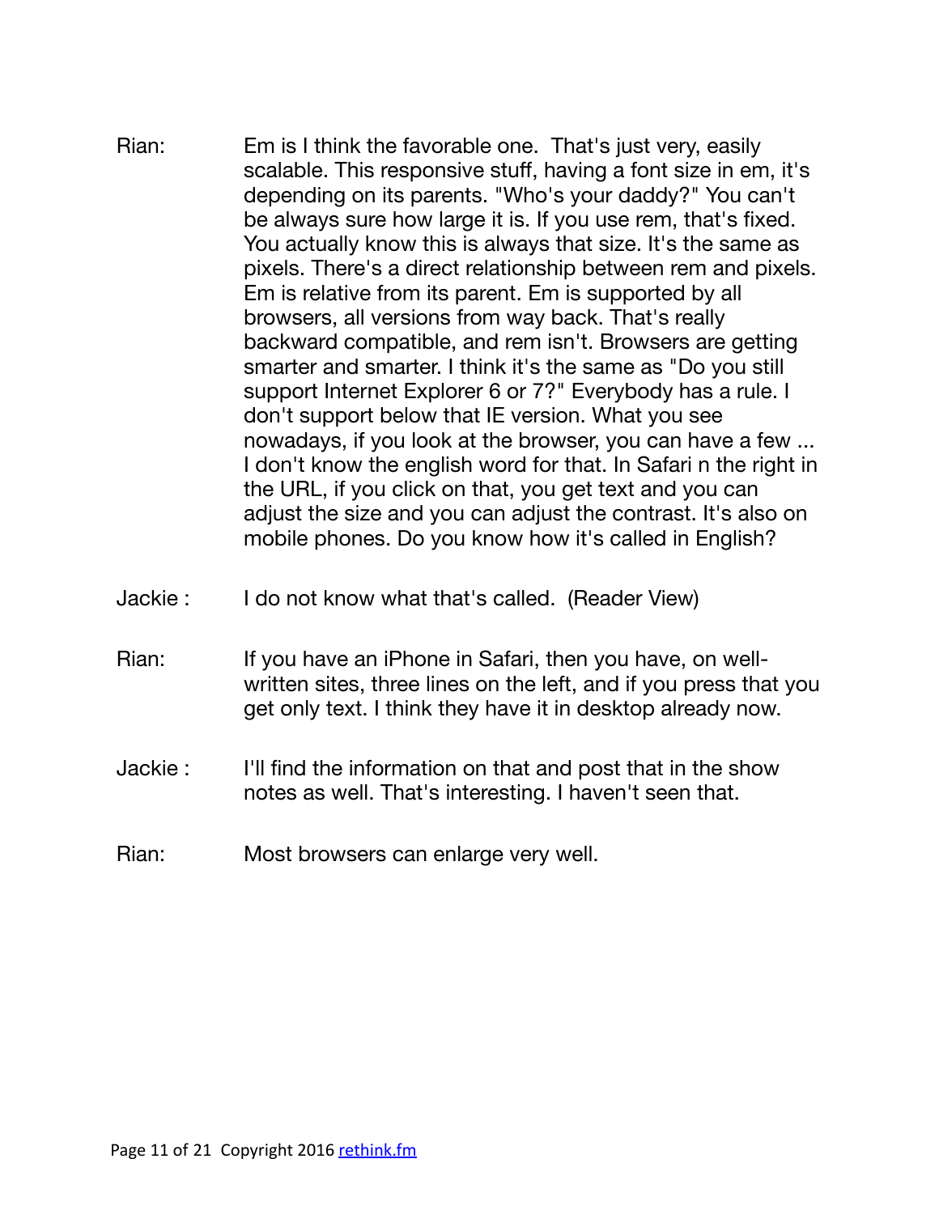Rian: Em is I think the favorable one.  That's just very, easily scalable. This responsive stuff, having a font size in em, it's depending on its parents. "Who's your daddy?" You can't be always sure how large it is. If you use rem, that's fixed. You actually know this is always that size. It's the same as pixels. There's a direct relationship between rem and pixels. Em is relative from its parent. Em is supported by all browsers, all versions from way back. That's really backward compatible, and rem isn't. Browsers are getting smarter and smarter. I think it's the same as "Do you still support Internet Explorer 6 or 7?" Everybody has a rule. I don't support below that IE version. What you see nowadays, if you look at the browser, you can have a few ... I don't know the english word for that. In Safari n the right in the URL, if you click on that, you get text and you can adjust the size and you can adjust the contrast. It's also on mobile phones. Do you know how it's called in English?

Jackie : I do not know what that's called.  (Reader View)

Rian: If you have an iPhone in Safari, then you have, on well-written sites, three lines on the left, and if you press that you get only text. I think they have it in desktop already now.

Jackie : I'll find the information on that and post that in the show notes as well. That's interesting. I haven't seen that.

Rian: Most browsers can enlarge very well.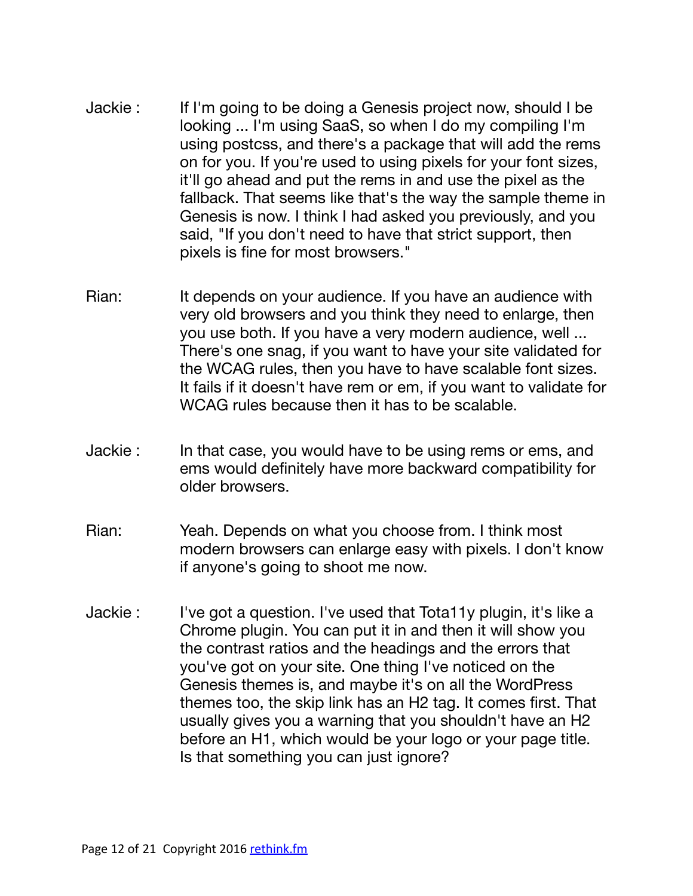Jackie : If I'm going to be doing a Genesis project now, should I be looking ... I'm using SaaS, so when I do my compiling I'm using postcss, and there's a package that will add the rems on for you. If you're used to using pixels for your font sizes, it'll go ahead and put the rems in and use the pixel as the fallback. That seems like that's the way the sample theme in Genesis is now. I think I had asked you previously, and you said, "If you don't need to have that strict support, then pixels is fine for most browsers."

Rian: It depends on your audience. If you have an audience with very old browsers and you think they need to enlarge, then you use both. If you have a very modern audience, well ... There's one snag, if you want to have your site validated for the WCAG rules, then you have to have scalable font sizes. It fails if it doesn't have rem or em, if you want to validate for WCAG rules because then it has to be scalable.

Jackie : In that case, you would have to be using rems or ems, and ems would definitely have more backward compatibility for older browsers.

Rian: Yeah. Depends on what you choose from. I think most modern browsers can enlarge easy with pixels. I don't know if anyone's going to shoot me now.

Jackie : I've got a question. I've used that Tota11y plugin, it's like a Chrome plugin. You can put it in and then it will show you the contrast ratios and the headings and the errors that you've got on your site. One thing I've noticed on the Genesis themes is, and maybe it's on all the WordPress themes too, the skip link has an H2 tag. It comes first. That usually gives you a warning that you shouldn't have an H2 before an H1, which would be your logo or your page title. Is that something you can just ignore?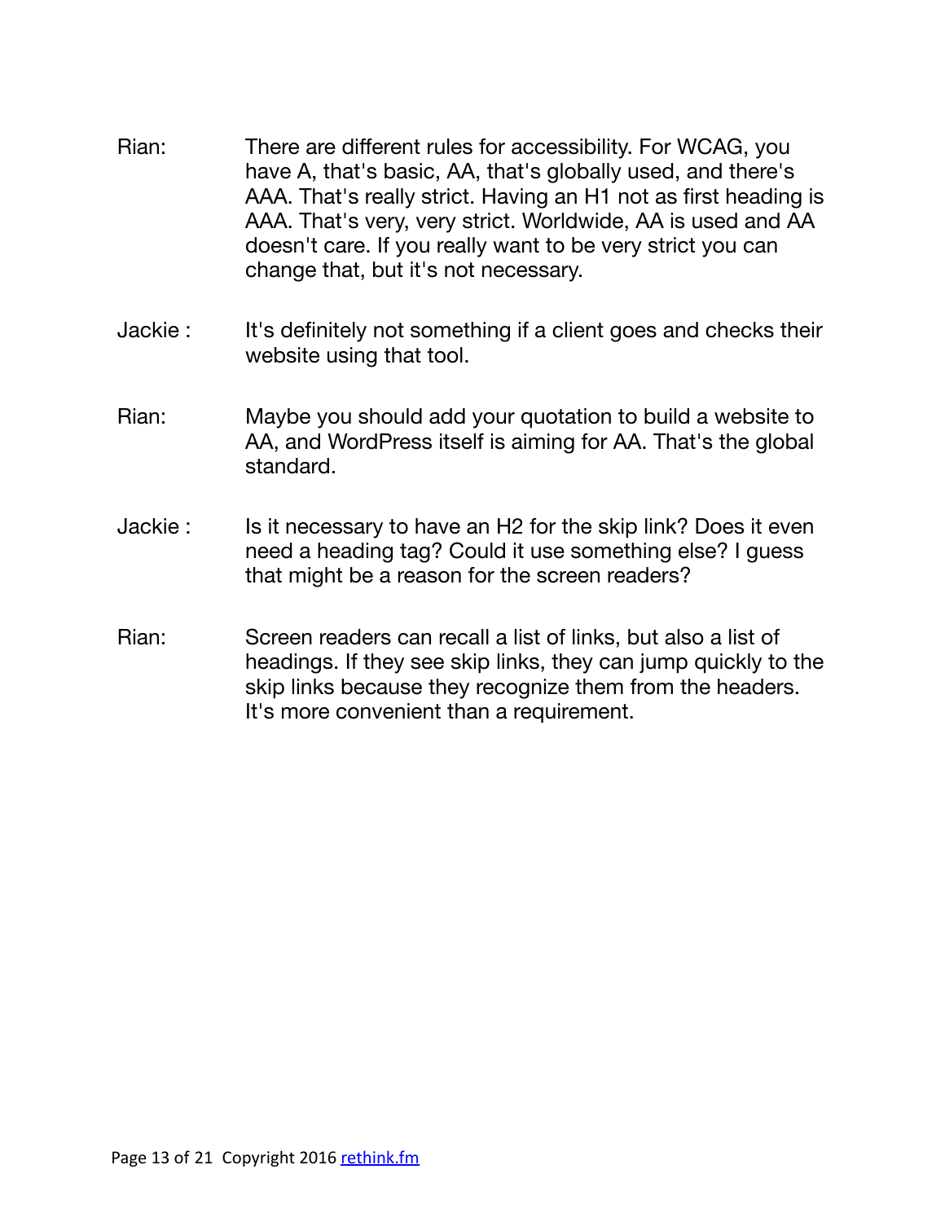Rian: There are different rules for accessibility. For WCAG, you have A, that's basic, AA, that's globally used, and there's AAA. That's really strict. Having an H1 not as first heading is AAA. That's very, very strict. Worldwide, AA is used and AA doesn't care. If you really want to be very strict you can change that, but it's not necessary.

Jackie : It's definitely not something if a client goes and checks their website using that tool.

Rian: Maybe you should add your quotation to build a website to AA, and WordPress itself is aiming for AA. That's the global standard.

Jackie : Is it necessary to have an H2 for the skip link? Does it even need a heading tag? Could it use something else? I guess that might be a reason for the screen readers?

Rian: Screen readers can recall a list of links, but also a list of headings. If they see skip links, they can jump quickly to the skip links because they recognize them from the headers. It's more convenient than a requirement.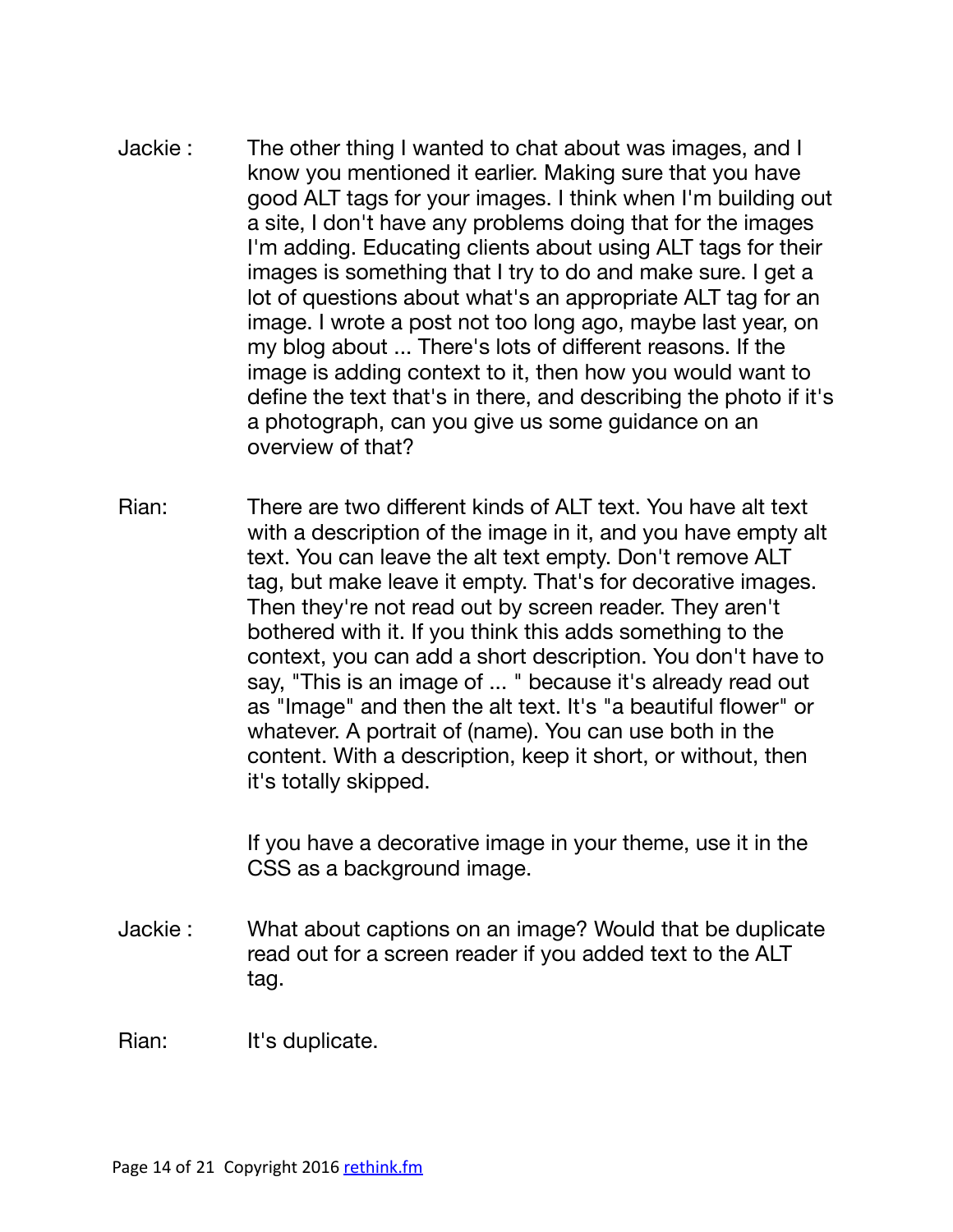**Jackie :** The other thing I wanted to chat about was images, and I know you mentioned it earlier. Making sure that you have good ALT tags for your images. I think when I'm building out a site, I don't have any problems doing that for the images I'm adding. Educating clients about using ALT tags for their images is something that I try to do and make sure. I get a lot of questions about what's an appropriate ALT tag for an image. I wrote a post not too long ago, maybe last year, on my blog about ... There's lots of different reasons. If the image is adding context to it, then how you would want to define the text that's in there, and describing the photo if it's a photograph, can you give us some guidance on an overview of that?

**Rian:** There are two different kinds of ALT text. You have alt text with a description of the image in it, and you have empty alt text. You can leave the alt text empty. Don't remove ALT tag, but make leave it empty. That's for decorative images. Then they're not read out by screen reader. They aren't bothered with it. If you think this adds something to the context, you can add a short description. You don't have to say, "This is an image of ... " because it's already read out as "Image" and then the alt text. It's "a beautiful flower" or whatever. A portrait of (name). You can use both in the content. With a description, keep it short, or without, then it's totally skipped.

If you have a decorative image in your theme, use it in the CSS as a background image.

**Jackie :** What about captions on an image? Would that be duplicate read out for a screen reader if you added text to the ALT tag.

**Rian:** It's duplicate.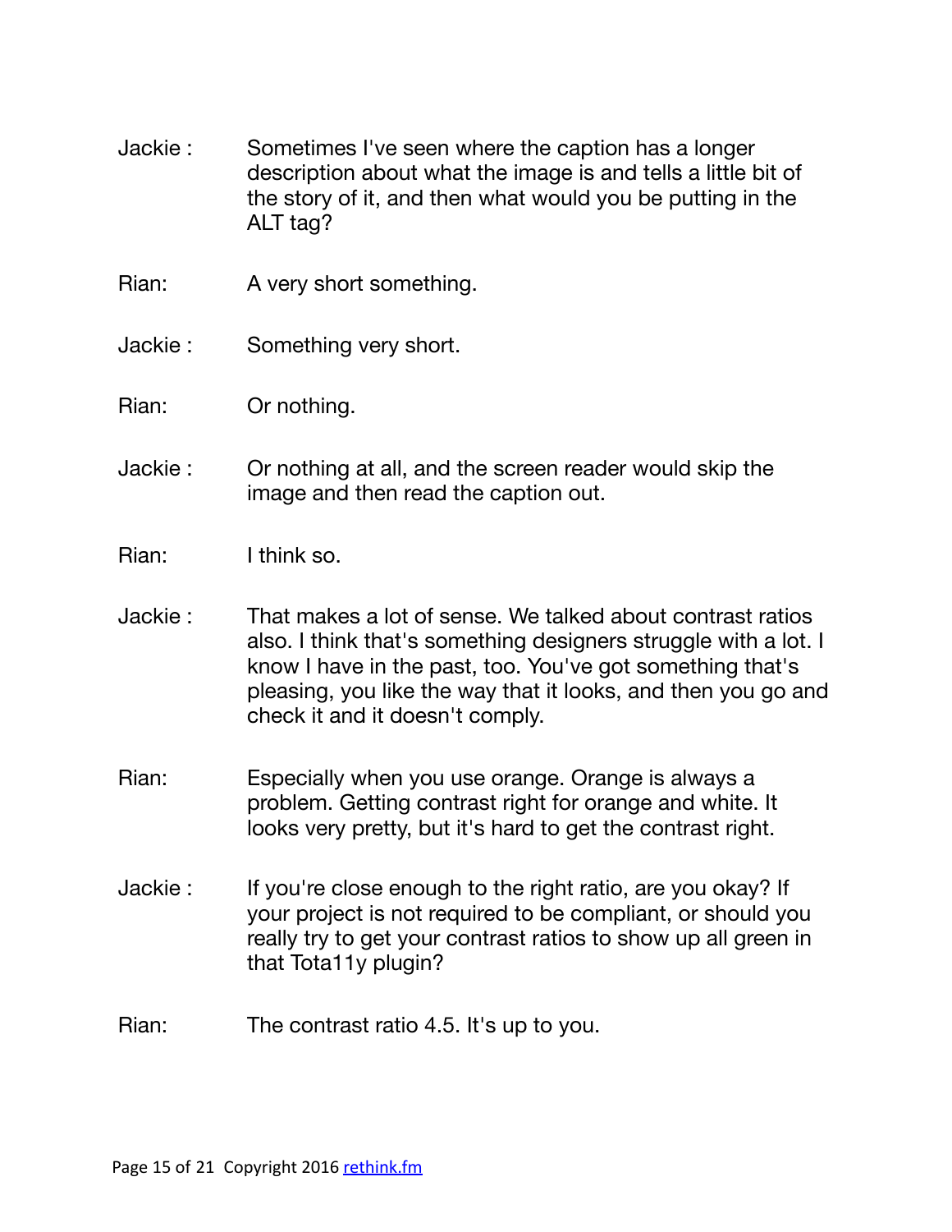Jackie : Sometimes I've seen where the caption has a longer description about what the image is and tells a little bit of the story of it, and then what would you be putting in the ALT tag?

Rian: A very short something.

Jackie : Something very short.

Rian: Or nothing.

Jackie : Or nothing at all, and the screen reader would skip the image and then read the caption out.

Rian: I think so.

Jackie : That makes a lot of sense. We talked about contrast ratios also. I think that's something designers struggle with a lot. I know I have in the past, too. You've got something that's pleasing, you like the way that it looks, and then you go and check it and it doesn't comply.

Rian: Especially when you use orange. Orange is always a problem. Getting contrast right for orange and white. It looks very pretty, but it's hard to get the contrast right.

Jackie : If you're close enough to the right ratio, are you okay? If your project is not required to be compliant, or should you really try to get your contrast ratios to show up all green in that Tota11y plugin?

Rian: The contrast ratio 4.5. It's up to you.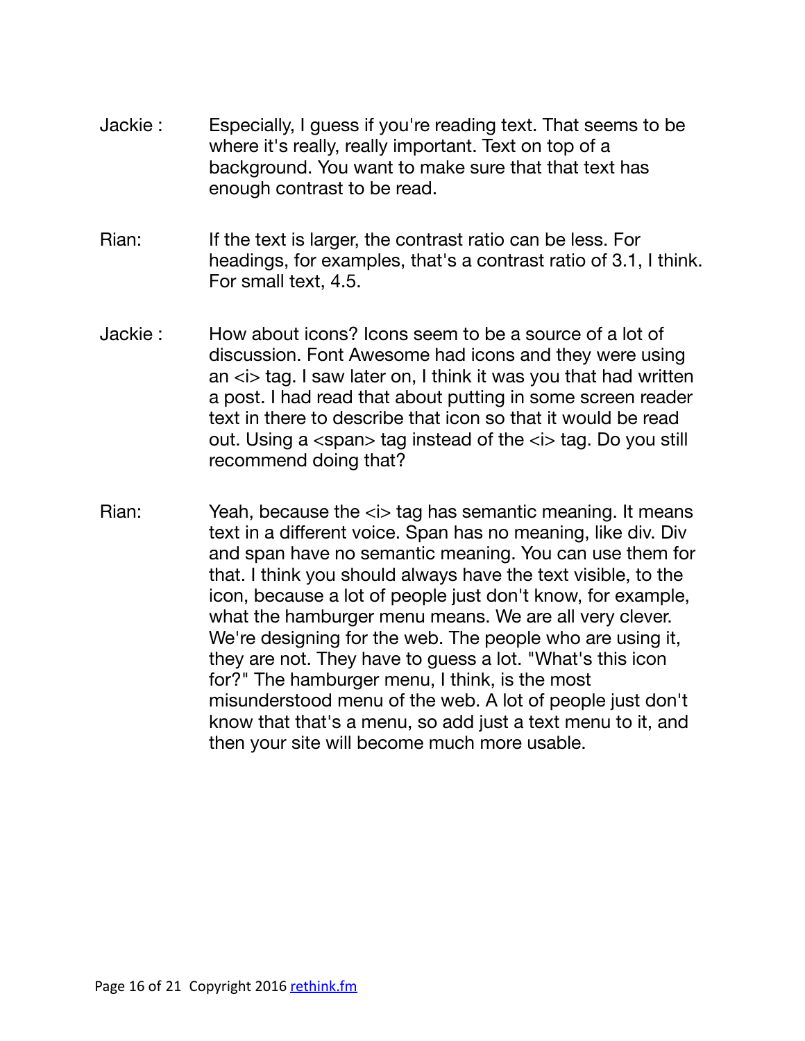**Jackie :** Especially, I guess if you're reading text. That seems to be where it's really, really important. Text on top of a background. You want to make sure that that text has enough contrast to be read.

**Rian:** If the text is larger, the contrast ratio can be less. For headings, for examples, that's a contrast ratio of 3.1, I think. For small text, 4.5.

**Jackie :** How about icons? Icons seem to be a source of a lot of discussion. Font Awesome had icons and they were using an <i> tag. I saw later on, I think it was you that had written a post. I had read that about putting in some screen reader text in there to describe that icon so that it would be read out. Using a <span> tag instead of the <i> tag. Do you still recommend doing that?

**Rian:** Yeah, because the <i> tag has semantic meaning. It means text in a different voice. Span has no meaning, like div. Div and span have no semantic meaning. You can use them for that. I think you should always have the text visible, to the icon, because a lot of people just don't know, for example, what the hamburger menu means. We are all very clever. We're designing for the web. The people who are using it, they are not. They have to guess a lot. "What's this icon for?" The hamburger menu, I think, is the most misunderstood menu of the web. A lot of people just don't know that that's a menu, so add just a text menu to it, and then your site will become much more usable.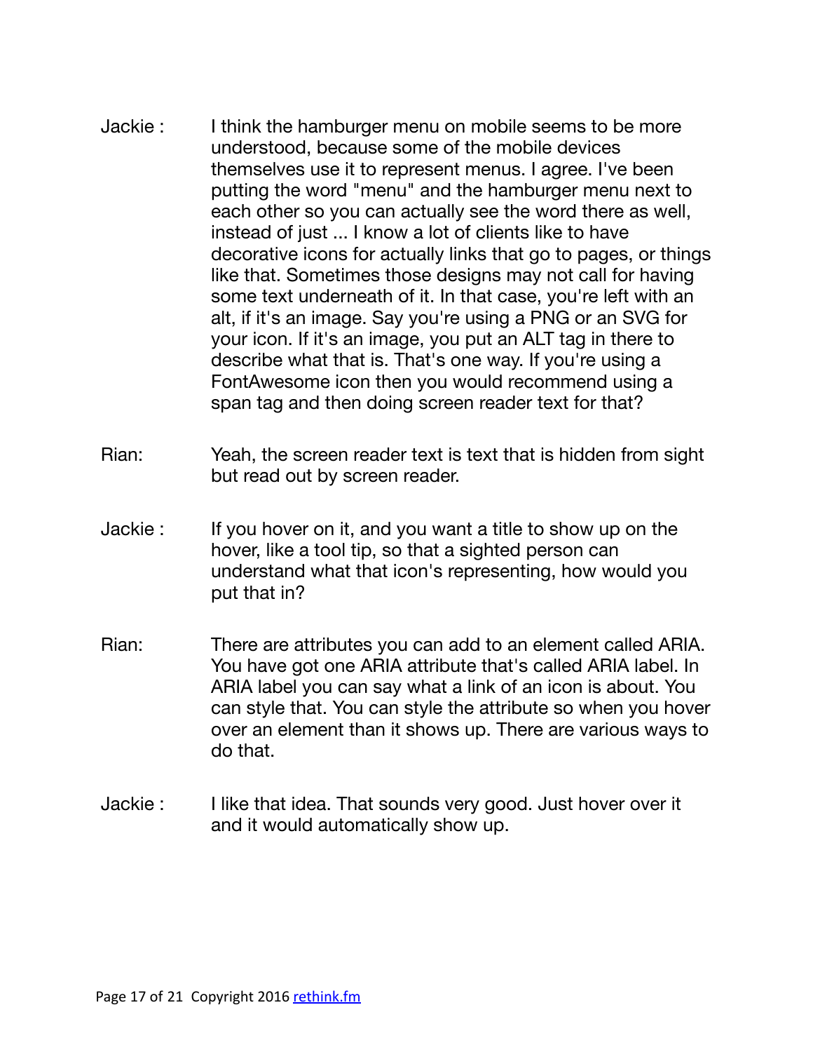Jackie : I think the hamburger menu on mobile seems to be more understood, because some of the mobile devices themselves use it to represent menus. I agree. I've been putting the word "menu" and the hamburger menu next to each other so you can actually see the word there as well, instead of just ... I know a lot of clients like to have decorative icons for actually links that go to pages, or things like that. Sometimes those designs may not call for having some text underneath of it. In that case, you're left with an alt, if it's an image. Say you're using a PNG or an SVG for your icon. If it's an image, you put an ALT tag in there to describe what that is. That's one way. If you're using a FontAwesome icon then you would recommend using a span tag and then doing screen reader text for that?

Rian: Yeah, the screen reader text is text that is hidden from sight but read out by screen reader.

Jackie : If you hover on it, and you want a title to show up on the hover, like a tool tip, so that a sighted person can understand what that icon's representing, how would you put that in?

Rian: There are attributes you can add to an element called ARIA. You have got one ARIA attribute that's called ARIA label. In ARIA label you can say what a link of an icon is about. You can style that. You can style the attribute so when you hover over an element than it shows up. There are various ways to do that.

Jackie : I like that idea. That sounds very good. Just hover over it and it would automatically show up.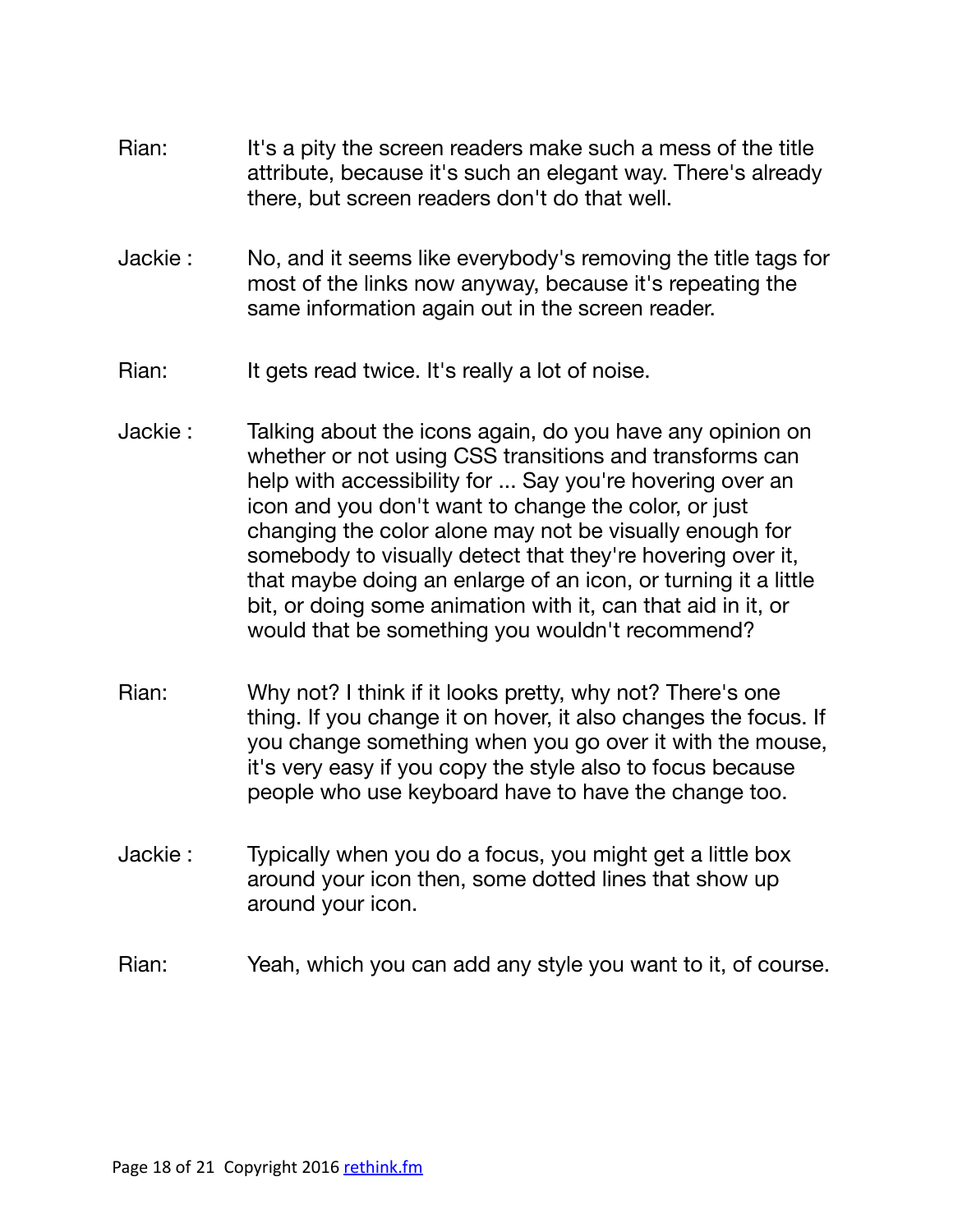Rian: It's a pity the screen readers make such a mess of the title attribute, because it's such an elegant way. There's already there, but screen readers don't do that well.

Jackie : No, and it seems like everybody's removing the title tags for most of the links now anyway, because it's repeating the same information again out in the screen reader.

Rian: It gets read twice. It's really a lot of noise.

Jackie : Talking about the icons again, do you have any opinion on whether or not using CSS transitions and transforms can help with accessibility for ... Say you're hovering over an icon and you don't want to change the color, or just changing the color alone may not be visually enough for somebody to visually detect that they're hovering over it, that maybe doing an enlarge of an icon, or turning it a little bit, or doing some animation with it, can that aid in it, or would that be something you wouldn't recommend?

Rian: Why not? I think if it looks pretty, why not? There's one thing. If you change it on hover, it also changes the focus. If you change something when you go over it with the mouse, it's very easy if you copy the style also to focus because people who use keyboard have to have the change too.

Jackie : Typically when you do a focus, you might get a little box around your icon then, some dotted lines that show up around your icon.

Rian: Yeah, which you can add any style you want to it, of course.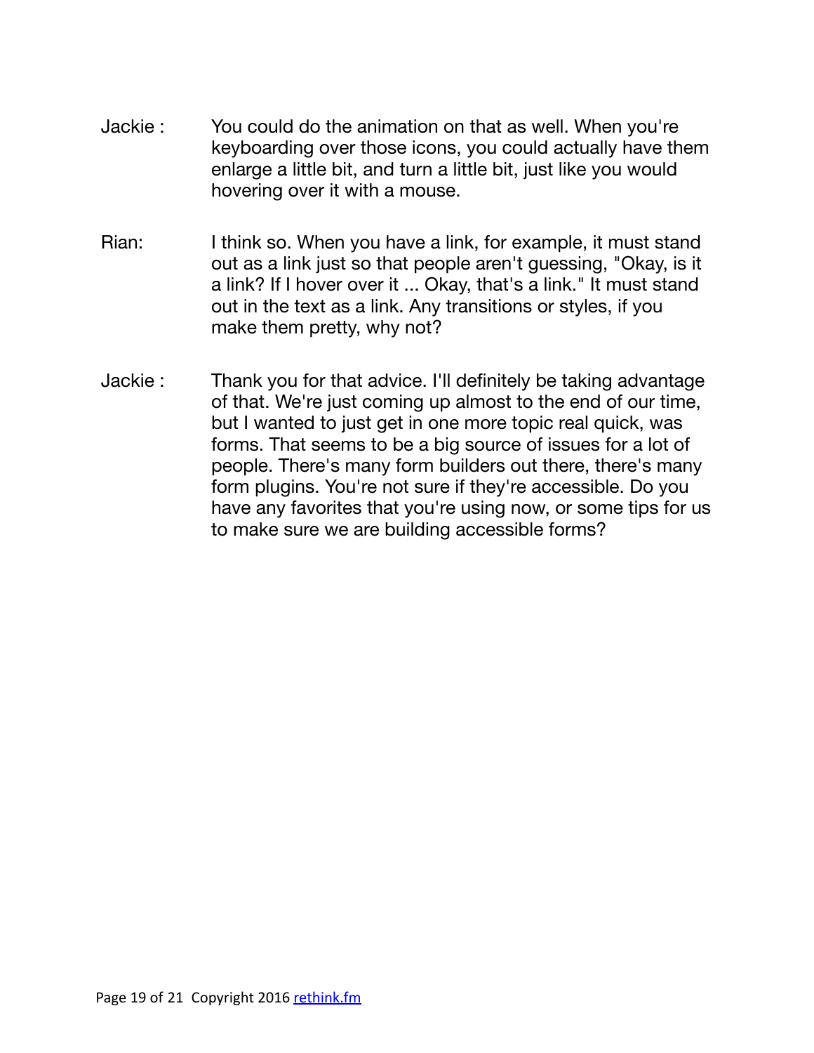Jackie : You could do the animation on that as well. When you're keyboarding over those icons, you could actually have them enlarge a little bit, and turn a little bit, just like you would hovering over it with a mouse.

Rian: I think so. When you have a link, for example, it must stand out as a link just so that people aren't guessing, "Okay, is it a link? If I hover over it ... Okay, that's a link." It must stand out in the text as a link. Any transitions or styles, if you make them pretty, why not?

Jackie : Thank you for that advice. I'll definitely be taking advantage of that. We're just coming up almost to the end of our time, but I wanted to just get in one more topic real quick, was forms. That seems to be a big source of issues for a lot of people. There's many form builders out there, there's many form plugins. You're not sure if they're accessible. Do you have any favorites that you're using now, or some tips for us to make sure we are building accessible forms?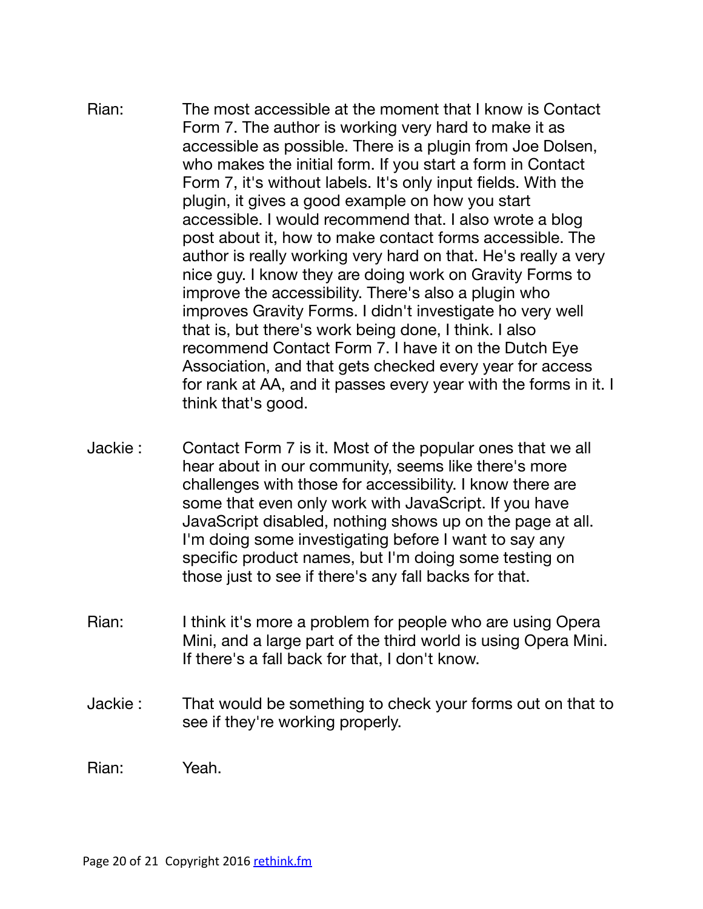Rian: The most accessible at the moment that I know is Contact Form 7. The author is working very hard to make it as accessible as possible. There is a plugin from Joe Dolsen, who makes the initial form. If you start a form in Contact Form 7, it's without labels. It's only input fields. With the plugin, it gives a good example on how you start accessible. I would recommend that. I also wrote a blog post about it, how to make contact forms accessible. The author is really working very hard on that. He's really a very nice guy. I know they are doing work on Gravity Forms to improve the accessibility. There's also a plugin who improves Gravity Forms. I didn't investigate ho very well that is, but there's work being done, I think. I also recommend Contact Form 7. I have it on the Dutch Eye Association, and that gets checked every year for access for rank at AA, and it passes every year with the forms in it. I think that's good.

Jackie : Contact Form 7 is it. Most of the popular ones that we all hear about in our community, seems like there's more challenges with those for accessibility. I know there are some that even only work with JavaScript. If you have JavaScript disabled, nothing shows up on the page at all. I'm doing some investigating before I want to say any specific product names, but I'm doing some testing on those just to see if there's any fall backs for that.

Rian: I think it's more a problem for people who are using Opera Mini, and a large part of the third world is using Opera Mini. If there's a fall back for that, I don't know.

Jackie : That would be something to check your forms out on that to see if they're working properly.

Rian: Yeah.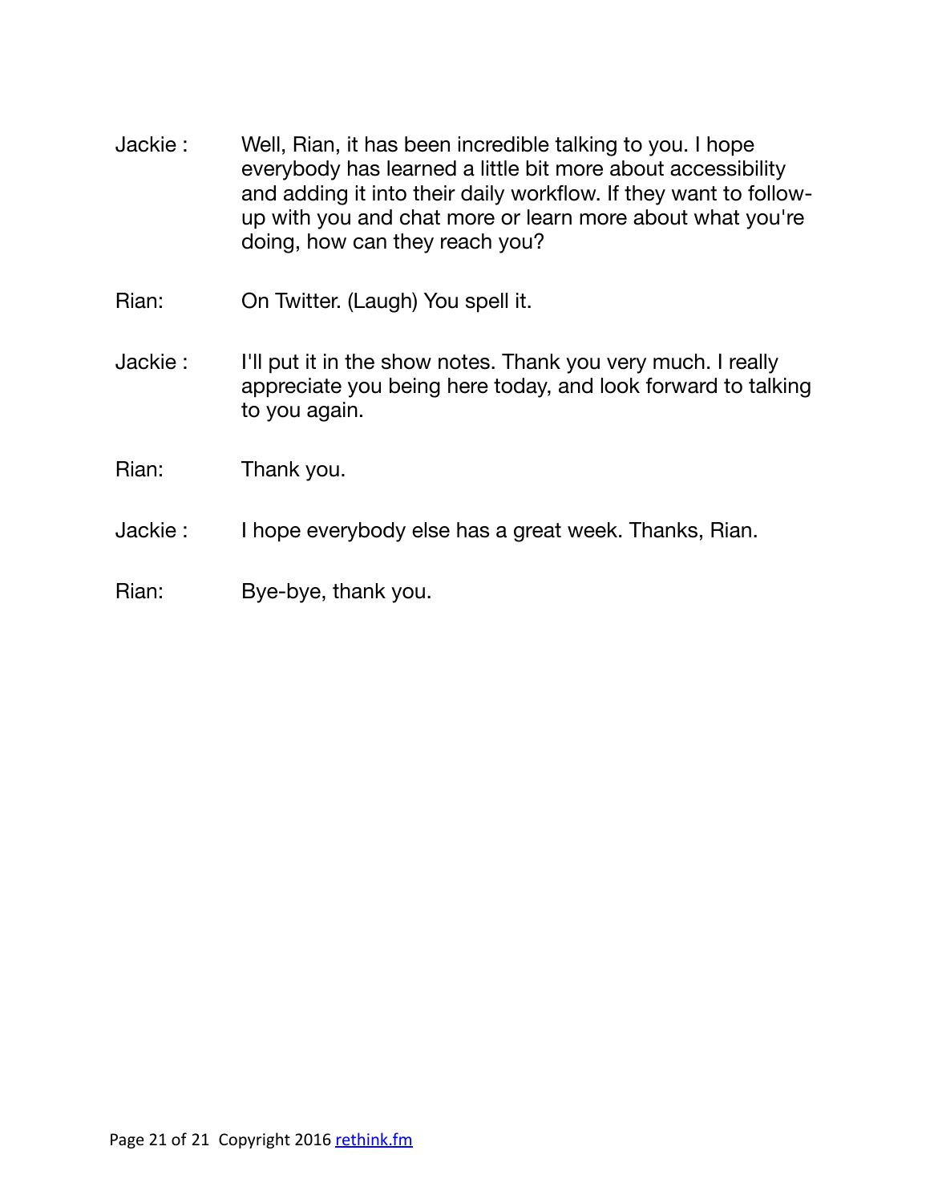Jackie : Well, Rian, it has been incredible talking to you. I hope everybody has learned a little bit more about accessibility and adding it into their daily workflow. If they want to follow-up with you and chat more or learn more about what you're doing, how can they reach you?

Rian: On Twitter. (Laugh) You spell it.

Jackie : I'll put it in the show notes. Thank you very much. I really appreciate you being here today, and look forward to talking to you again.

Rian: Thank you.

Jackie : I hope everybody else has a great week. Thanks, Rian.

Rian: Bye-bye, thank you.